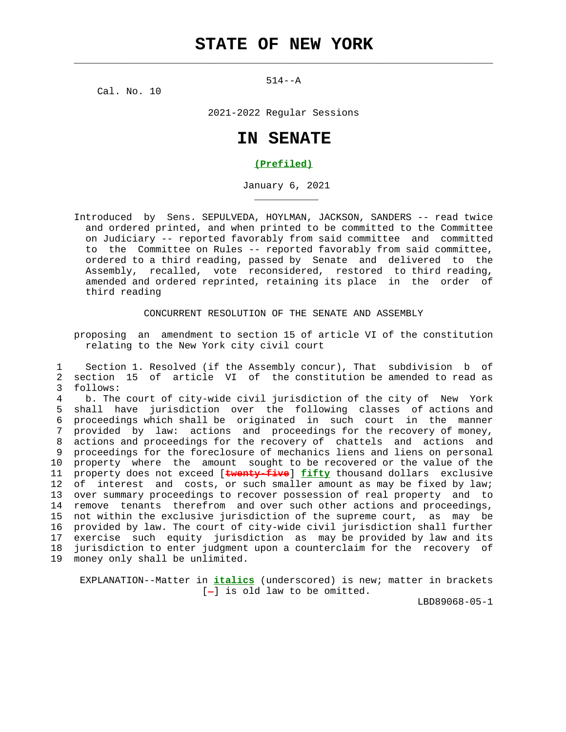# STATE OF NEW YORK

514--A

Cal. No. 10

2021-2022 Regular Sessions

# IN SENATE

**(Prefiled)**

January 6, 2021

Introduced by Sens. SEPULVEDA, HOYLMAN, JACKSON, SANDERS -- read twice and ordered printed, and when printed to be committed to the Committee on Judiciary -- reported favorably from said committee and committed to the Committee on Rules -- reported favorably from said committee, ordered to a third reading, passed by Senate and delivered to the Assembly, recalled, vote reconsidered, restored to third reading, amended and ordered reprinted, retaining its place in the order of third reading

CONCURRENT RESOLUTION OF THE SENATE AND ASSEMBLY

proposing an amendment to section 15 of article VI of the constitution relating to the New York city civil court

1 Section 1. Resolved (if the Assembly concur), That subdivision b of
2 section 15 of article VI of the constitution be amended to read as
3 follows:
4 b. The court of city-wide civil jurisdiction of the city of New York
5 shall have jurisdiction over the following classes of actions and
6 proceedings which shall be originated in such court in the manner
7 provided by law: actions and proceedings for the recovery of money,
8 actions and proceedings for the recovery of chattels and actions and
9 proceedings for the foreclosure of mechanics liens and liens on personal
10 property where the amount sought to be recovered or the value of the
11 property does not exceed [~~twenty-five~~] ***fifty*** thousand dollars exclusive
12 of interest and costs, or such smaller amount as may be fixed by law;
13 over summary proceedings to recover possession of real property and to
14 remove tenants therefrom and over such other actions and proceedings,
15 not within the exclusive jurisdiction of the supreme court, as may be
16 provided by law. The court of city-wide civil jurisdiction shall further
17 exercise such equity jurisdiction as may be provided by law and its
18 jurisdiction to enter judgment upon a counterclaim for the recovery of
19 money only shall be unlimited.

EXPLANATION--Matter in ***italics*** (underscored) is new; matter in brackets [~~-~~] is old law to be omitted.

LBD89068-05-1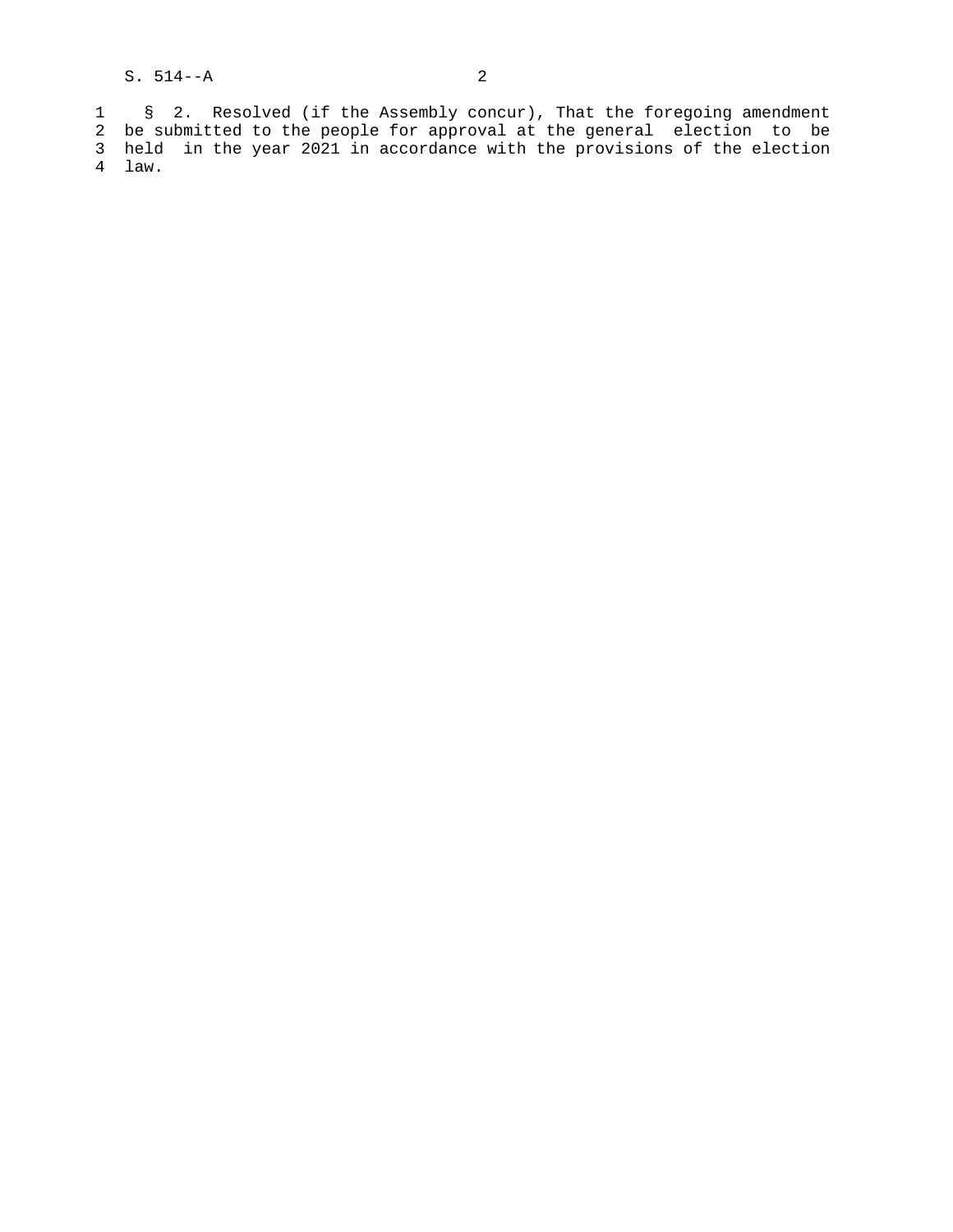§ 2. Resolved (if the Assembly concur), That the foregoing amendment be submitted to the people for approval at the general election to be held in the year 2021 in accordance with the provisions of the election law.